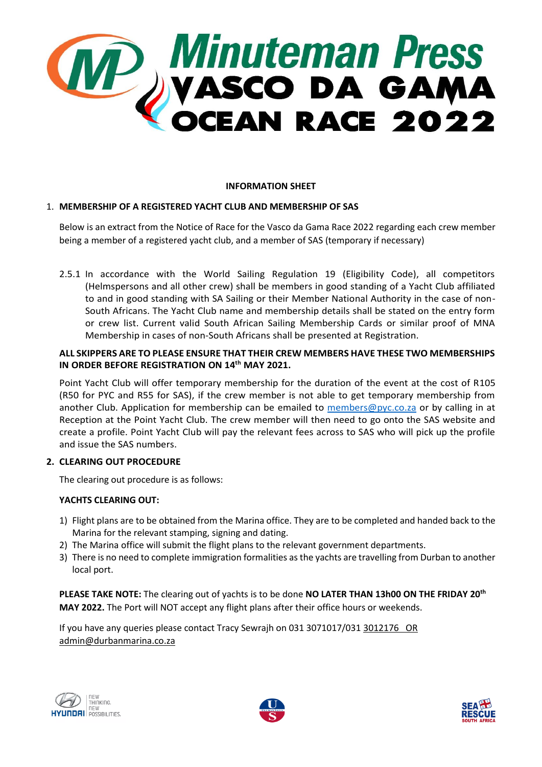# Minuteman Press VASCO DA GAMA OCEAN RACE 2022

**INFORMATION SHEET**

1. **MEMBERSHIP OF A REGISTERED YACHT CLUB AND MEMBERSHIP OF SAS**

   Below is an extract from the Notice of Race for the Vasco da Gama Race 2022 regarding each crew member being a member of a registered yacht club, and a member of SAS (temporary if necessary)

   2.5.1 In accordance with the World Sailing Regulation 19 (Eligibility Code), all competitors (Helmspersons and all other crew) shall be members in good standing of a Yacht Club affiliated to and in good standing with SA Sailing or their Member National Authority in the case of non-South Africans. The Yacht Club name and membership details shall be stated on the entry form or crew list. Current valid South African Sailing Membership Cards or similar proof of MNA Membership in cases of non-South Africans shall be presented at Registration.

   **ALL SKIPPERS ARE TO PLEASE ENSURE THAT THEIR CREW MEMBERS HAVE THESE TWO MEMBERSHIPS IN ORDER BEFORE REGISTRATION ON 14th MAY 2021.**

   Point Yacht Club will offer temporary membership for the duration of the event at the cost of R105 (R50 for PYC and R55 for SAS), if the crew member is not able to get temporary membership from another Club. Application for membership can be emailed to members@pyc.co.za or by calling in at Reception at the Point Yacht Club. The crew member will then need to go onto the SAS website and create a profile. Point Yacht Club will pay the relevant fees across to SAS who will pick up the profile and issue the SAS numbers.

2. **CLEARING OUT PROCEDURE**

   The clearing out procedure is as follows:

   **YACHTS CLEARING OUT:**

   1) Flight plans are to be obtained from the Marina office. They are to be completed and handed back to the Marina for the relevant stamping, signing and dating.
   2) The Marina office will submit the flight plans to the relevant government departments.
   3) There is no need to complete immigration formalities as the yachts are travelling from Durban to another local port.

   **PLEASE TAKE NOTE:** The clearing out of yachts is to be done **NO LATER THAN 13h00 ON THE FRIDAY 20th MAY 2022.** The Port will NOT accept any flight plans after their office hours or weekends.

   If you have any queries please contact Tracy Sewrajh on 031 3071017/031 3012176 OR admin@durbanmarina.co.za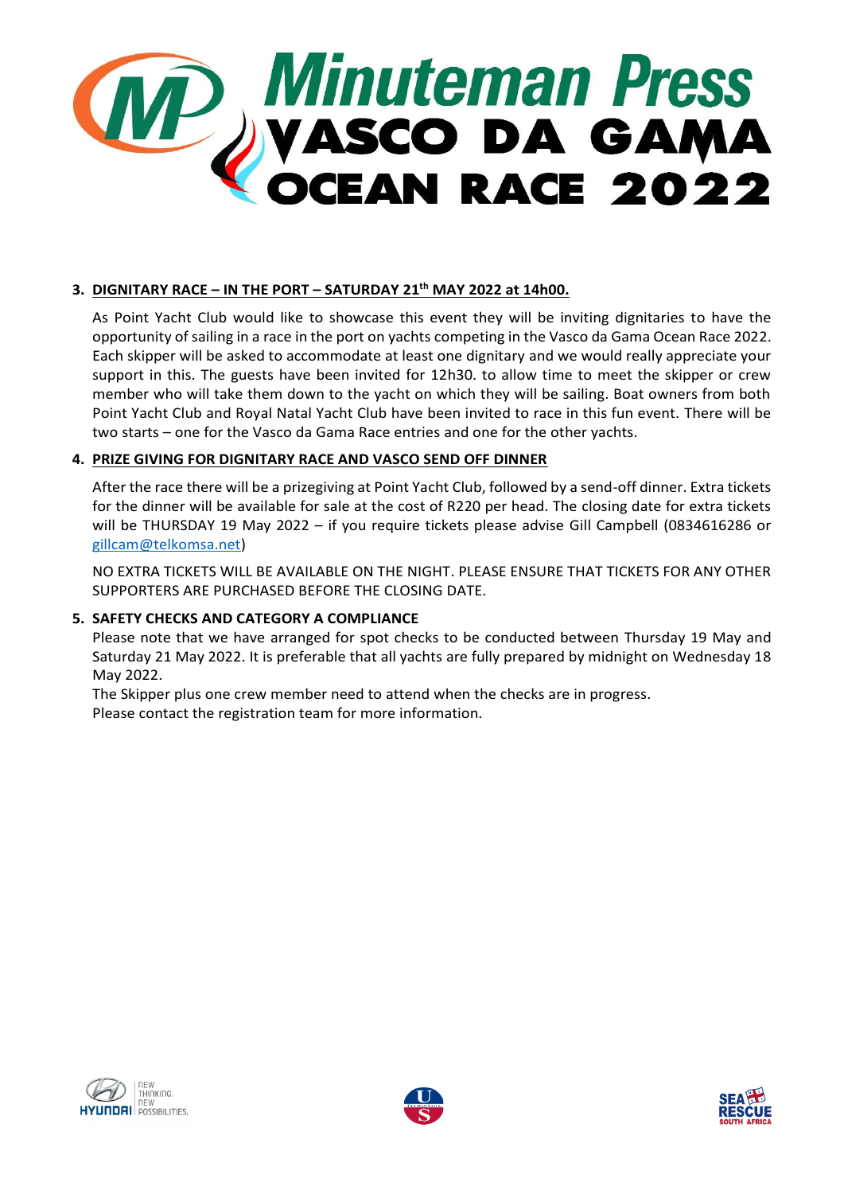# Minuteman Press VASCO DA GAMA OCEAN RACE 2022

3. **DIGNITARY RACE – IN THE PORT – SATURDAY 21[th] MAY 2022 at 14h00.**

   As Point Yacht Club would like to showcase this event they will be inviting dignitaries to have the opportunity of sailing in a race in the port on yachts competing in the Vasco da Gama Ocean Race 2022. Each skipper will be asked to accommodate at least one dignitary and we would really appreciate your support in this. The guests have been invited for 12h30. to allow time to meet the skipper or crew member who will take them down to the yacht on which they will be sailing. Boat owners from both Point Yacht Club and Royal Natal Yacht Club have been invited to race in this fun event. There will be two starts – one for the Vasco da Gama Race entries and one for the other yachts.

4. **PRIZE GIVING FOR DIGNITARY RACE AND VASCO SEND OFF DINNER**

   After the race there will be a prizegiving at Point Yacht Club, followed by a send-off dinner. Extra tickets for the dinner will be available for sale at the cost of R220 per head. The closing date for extra tickets will be THURSDAY 19 May 2022 – if you require tickets please advise Gill Campbell (0834616286 or gillcam@telkomsa.net)

   NO EXTRA TICKETS WILL BE AVAILABLE ON THE NIGHT. PLEASE ENSURE THAT TICKETS FOR ANY OTHER SUPPORTERS ARE PURCHASED BEFORE THE CLOSING DATE.

5. **SAFETY CHECKS AND CATEGORY A COMPLIANCE**

   Please note that we have arranged for spot checks to be conducted between Thursday 19 May and Saturday 21 May 2022. It is preferable that all yachts are fully prepared by midnight on Wednesday 18 May 2022.

   The Skipper plus one crew member need to attend when the checks are in progress.

   Please contact the registration team for more information.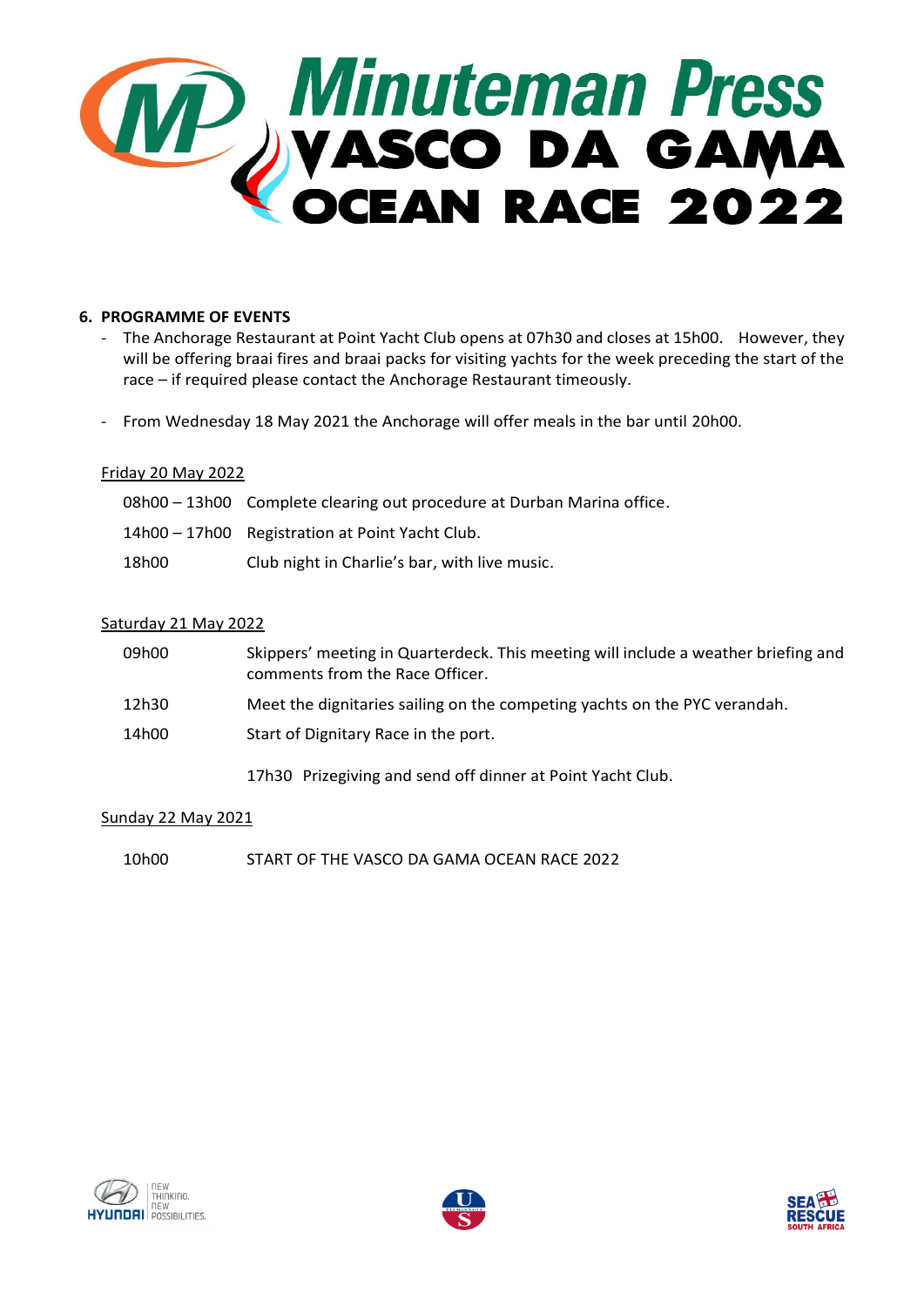# Minuteman Press VASCO DA GAMA OCEAN RACE 2022

## 6. PROGRAMME OF EVENTS

- The Anchorage Restaurant at Point Yacht Club opens at 07h30 and closes at 15h00. However, they will be offering braai fires and braai packs for visiting yachts for the week preceding the start of the race – if required please contact the Anchorage Restaurant timeously.
- From Wednesday 18 May 2021 the Anchorage will offer meals in the bar until 20h00.

Friday 20 May 2022

| | |
|---|---|
| 08h00 – 13h00 | Complete clearing out procedure at Durban Marina office. |
| 14h00 – 17h00 | Registration at Point Yacht Club. |
| 18h00 | Club night in Charlie's bar, with live music. |

Saturday 21 May 2022

| | |
|---|---|
| 09h00 | Skippers' meeting in Quarterdeck. This meeting will include a weather briefing and comments from the Race Officer. |
| 12h30 | Meet the dignitaries sailing on the competing yachts on the PYC verandah. |
| 14h00 | Start of Dignitary Race in the port. |
| | 17h30 Prizegiving and send off dinner at Point Yacht Club. |

Sunday 22 May 2021

| | |
|---|---|
| 10h00 | START OF THE VASCO DA GAMA OCEAN RACE 2022 |